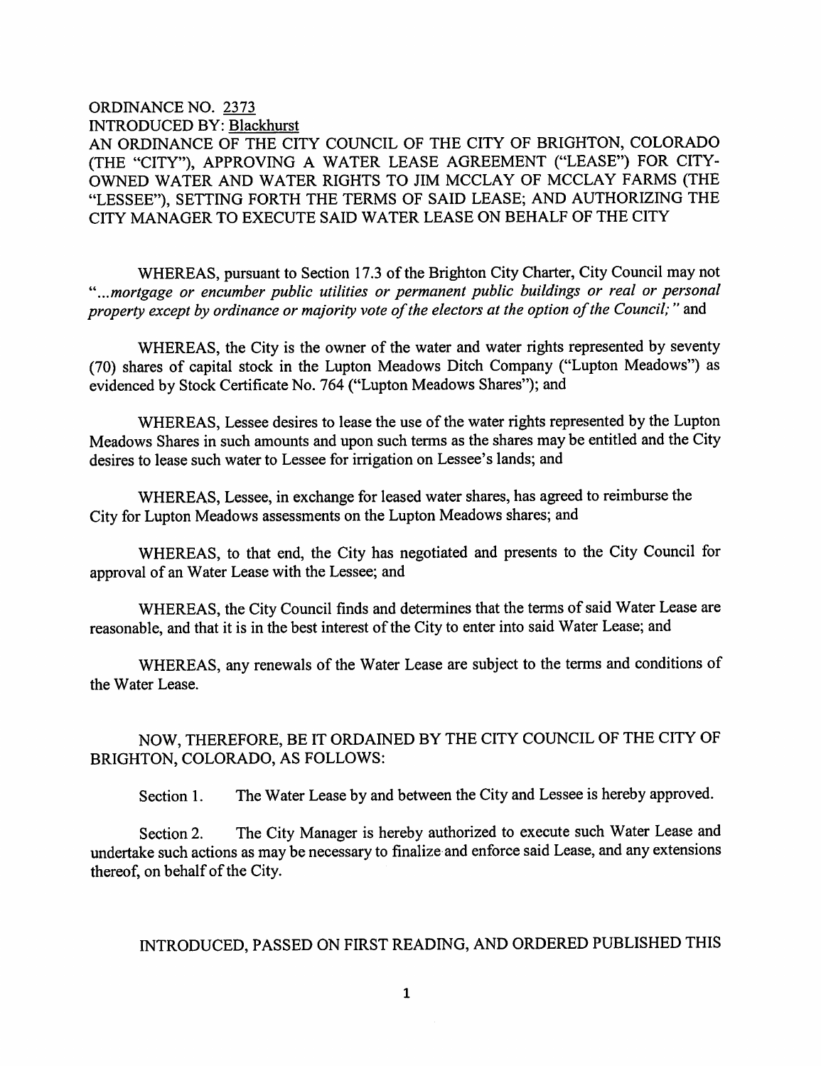ORDINANCE NO. 2373
INTRODUCED BY: Blackhurst

AN ORDINANCE OF THE CITY COUNCIL OF THE CITY OF BRIGHTON, COLORADO (THE "CITY"), APPROVING A WATER LEASE AGREEMENT ("LEASE") FOR CITY-OWNED WATER AND WATER RIGHTS TO JIM MCCLAY OF MCCLAY FARMS (THE "LESSEE"), SETTING FORTH THE TERMS OF SAID LEASE; AND AUTHORIZING THE CITY MANAGER TO EXECUTE SAID WATER LEASE ON BEHALF OF THE CITY

WHEREAS, pursuant to Section 17.3 of the Brighton City Charter, City Council may not "*...mortgage or encumber public utilities or permanent public buildings or real or personal property except by ordinance or majority vote of the electors at the option of the Council;*" and

WHEREAS, the City is the owner of the water and water rights represented by seventy (70) shares of capital stock in the Lupton Meadows Ditch Company ("Lupton Meadows") as evidenced by Stock Certificate No. 764 ("Lupton Meadows Shares"); and

WHEREAS, Lessee desires to lease the use of the water rights represented by the Lupton Meadows Shares in such amounts and upon such terms as the shares may be entitled and the City desires to lease such water to Lessee for irrigation on Lessee's lands; and

WHEREAS, Lessee, in exchange for leased water shares, has agreed to reimburse the City for Lupton Meadows assessments on the Lupton Meadows shares; and

WHEREAS, to that end, the City has negotiated and presents to the City Council for approval of an Water Lease with the Lessee; and

WHEREAS, the City Council finds and determines that the terms of said Water Lease are reasonable, and that it is in the best interest of the City to enter into said Water Lease; and

WHEREAS, any renewals of the Water Lease are subject to the terms and conditions of the Water Lease.

NOW, THEREFORE, BE IT ORDAINED BY THE CITY COUNCIL OF THE CITY OF BRIGHTON, COLORADO, AS FOLLOWS:

Section 1. The Water Lease by and between the City and Lessee is hereby approved.

Section 2. The City Manager is hereby authorized to execute such Water Lease and undertake such actions as may be necessary to finalize and enforce said Lease, and any extensions thereof, on behalf of the City.

INTRODUCED, PASSED ON FIRST READING, AND ORDERED PUBLISHED THIS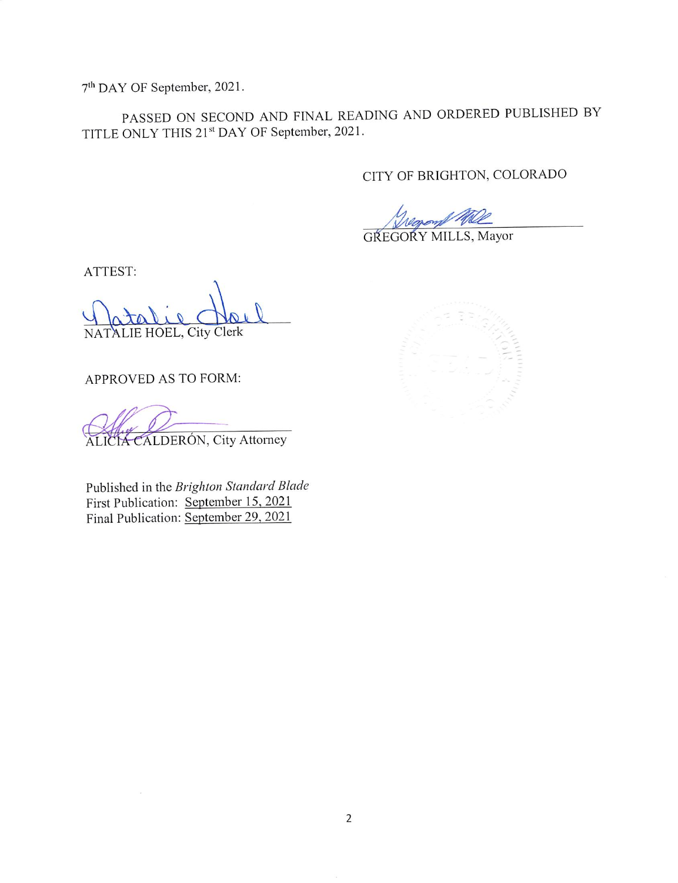7th DAY OF September, 2021.

PASSED ON SECOND AND FINAL READING AND ORDERED PUBLISHED BY TITLE ONLY THIS 21st DAY OF September, 2021.

CITY OF BRIGHTON, COLORADO

GREGORY MILLS, Mayor

ATTEST:

NATALIE HOEL, City Clerk

APPROVED AS TO FORM:

ALICIA CALDERÓN, City Attorney

Published in the *Brighton Standard Blade*
First Publication: September 15, 2021
Final Publication: September 29, 2021